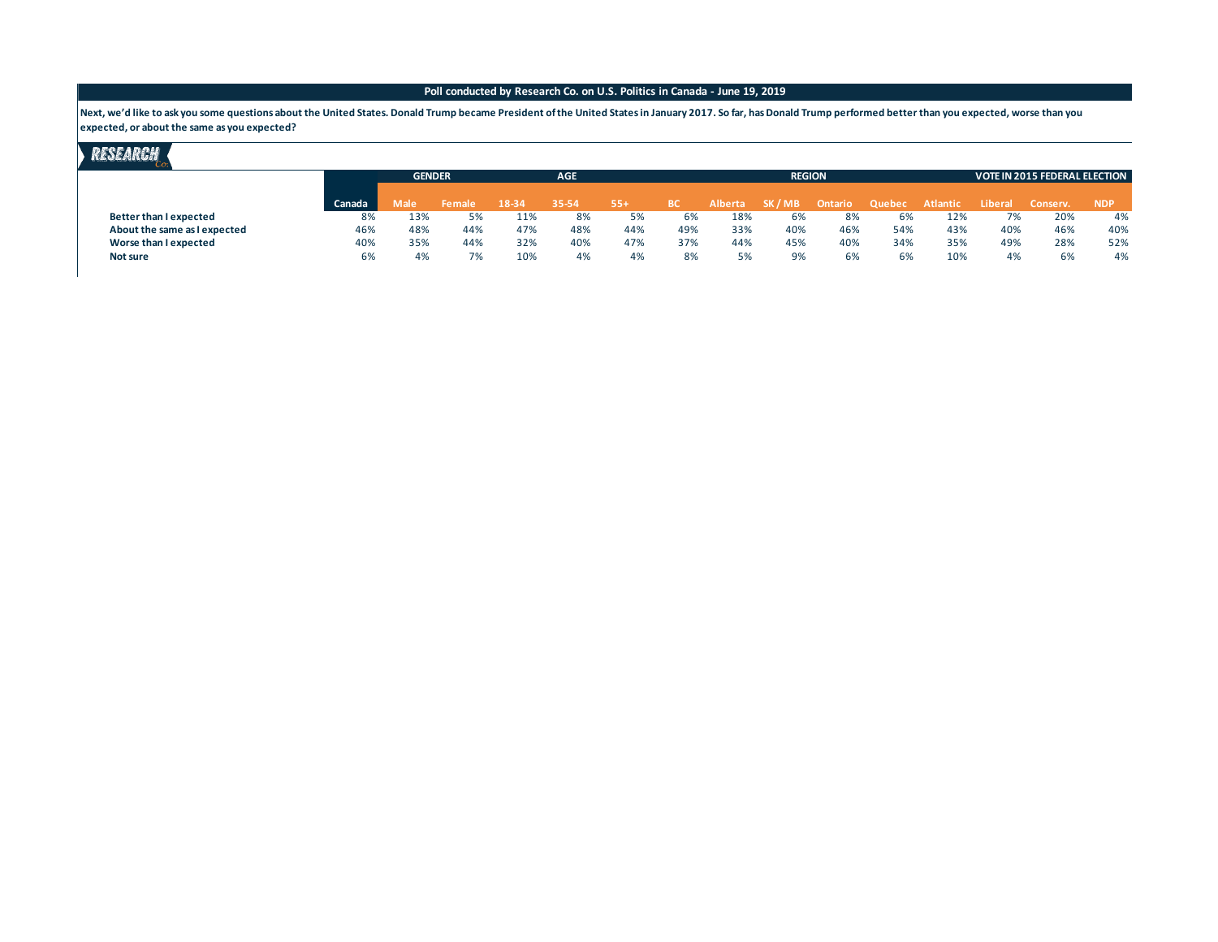**Poll conducted by Research Co. on U.S. Politics in Canada - June 19, 2019**

**Next, we'd like to ask you some questions about the United States. Donald Trump became President of the United States in January 2017. So far, has Donald Trump performed better than you expected, worse than you expected, or about the same as you expected?**

| | | GENDER | | AGE | | | REGION | | | | | | VOTE IN 2015 FEDERAL ELECTION | | |
|---|---|---|---|---|---|---|---|---|---|---|---|---|---|---|---|
| | Canada | Male | Female | 18-34 | 35-54 | 55+ | BC | Alberta | SK / MB | Ontario | Quebec | Atlantic | Liberal | Conserv. | NDP |
| **Better than I expected** | 8% | 13% | 5% | 11% | 8% | 5% | 6% | 18% | 6% | 8% | 6% | 12% | 7% | 20% | 4% |
| **About the same as I expected** | 46% | 48% | 44% | 47% | 48% | 44% | 49% | 33% | 40% | 46% | 54% | 43% | 40% | 46% | 40% |
| **Worse than I expected** | 40% | 35% | 44% | 32% | 40% | 47% | 37% | 44% | 45% | 40% | 34% | 35% | 49% | 28% | 52% |
| **Not sure** | 6% | 4% | 7% | 10% | 4% | 4% | 8% | 5% | 9% | 6% | 6% | 10% | 4% | 6% | 4% |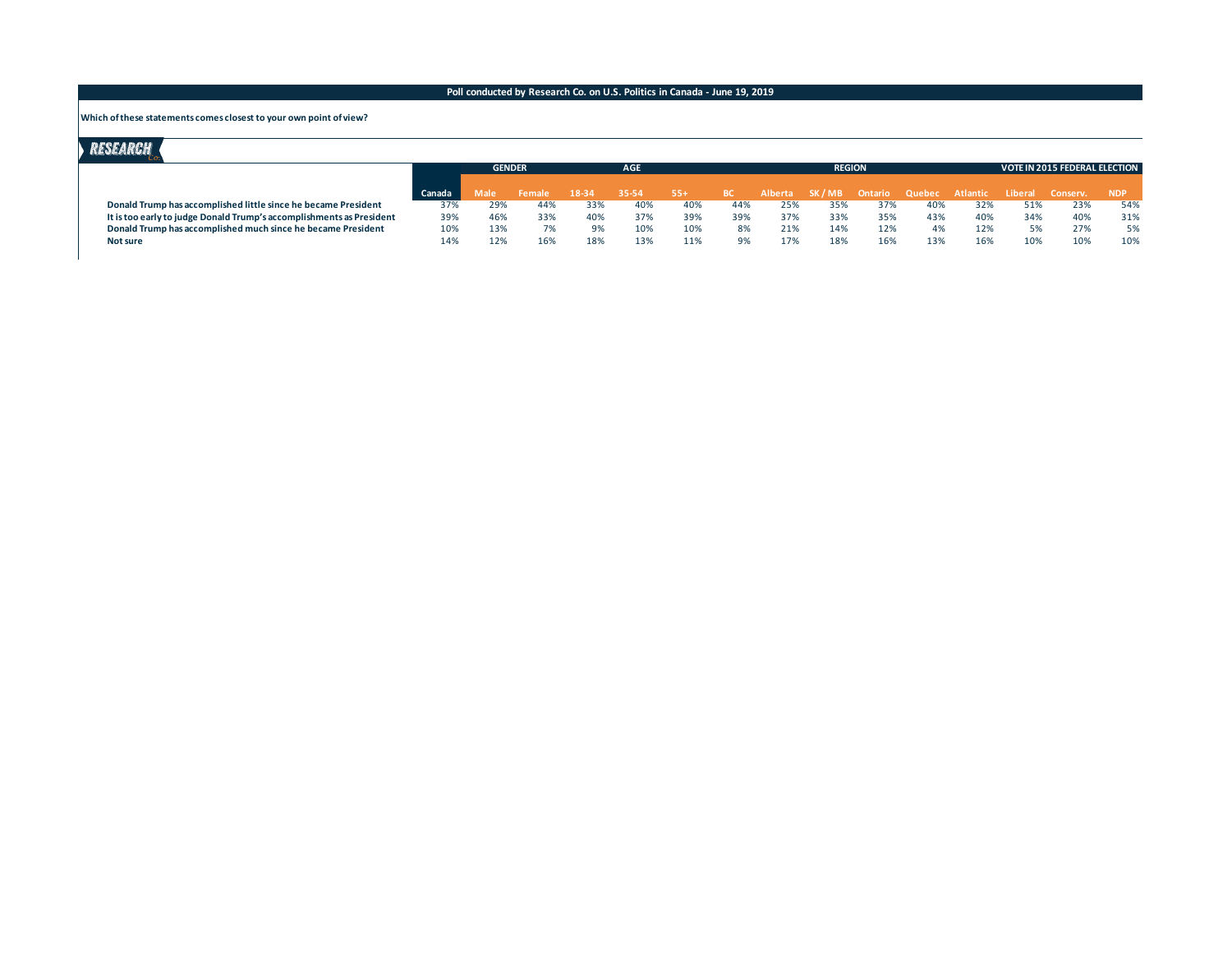**Poll conducted by Research Co. on U.S. Politics in Canada - June 19, 2019**

**Which of these statements comes closest to your own point of view?**

RESEARCH Co.

| | | GENDER | | AGE | | | REGION | | | | | | VOTE IN 2015 FEDERAL ELECTION | | |
|---|---|---|---|---|---|---|---|---|---|---|---|---|---|---|---|
| | Canada | Male | Female | 18-34 | 35-54 | 55+ | BC | Alberta | SK / MB | Ontario | Quebec | Atlantic | Liberal | Conserv. | NDP |
| **Donald Trump has accomplished little since he became President** | 37% | 29% | 44% | 33% | 40% | 40% | 44% | 25% | 35% | 37% | 40% | 32% | 51% | 23% | 54% |
| **It is too early to judge Donald Trump's accomplishments as President** | 39% | 46% | 33% | 40% | 37% | 39% | 39% | 37% | 33% | 35% | 43% | 40% | 34% | 40% | 31% |
| **Donald Trump has accomplished much since he became President** | 10% | 13% | 7% | 9% | 10% | 10% | 8% | 21% | 14% | 12% | 4% | 12% | 5% | 27% | 5% |
| **Not sure** | 14% | 12% | 16% | 18% | 13% | 11% | 9% | 17% | 18% | 16% | 13% | 16% | 10% | 10% | 10% |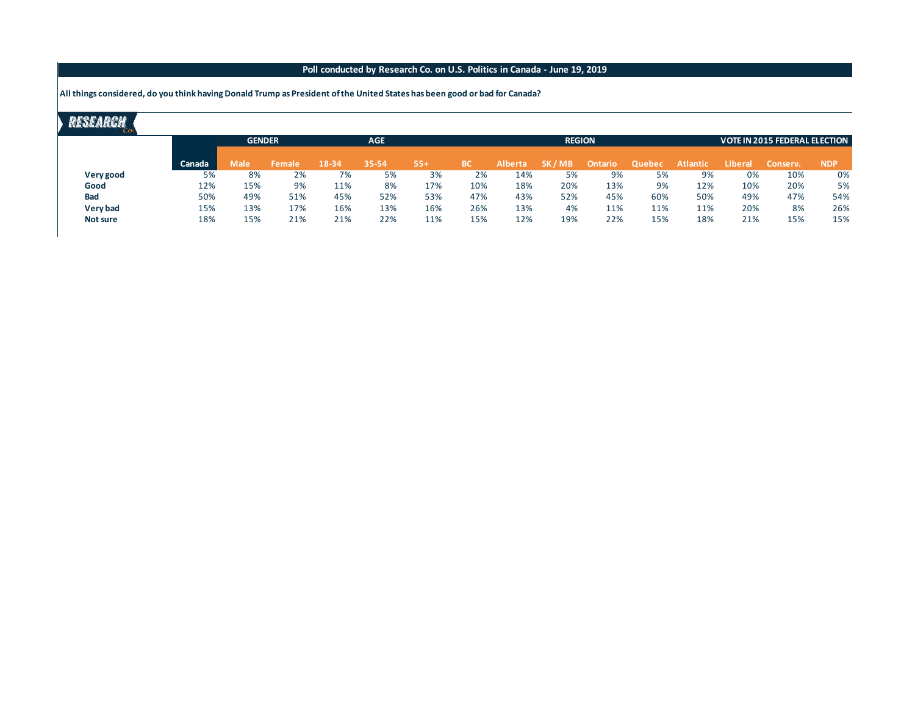**Poll conducted by Research Co. on U.S. Politics in Canada - June 19, 2019**

**All things considered, do you think having Donald Trump as President of the United States has been good or bad for Canada?**

| | | GENDER | | AGE | | | REGION | | | | | | VOTE IN 2015 FEDERAL ELECTION | | |
|---|---|---|---|---|---|---|---|---|---|---|---|---|---|---|---|
| | Canada | Male | Female | 18-34 | 35-54 | 55+ | BC | Alberta | SK / MB | Ontario | Quebec | Atlantic | Liberal | Conserv. | NDP |
| **Very good** | 5% | 8% | 2% | 7% | 5% | 3% | 2% | 14% | 5% | 9% | 5% | 9% | 0% | 10% | 0% |
| **Good** | 12% | 15% | 9% | 11% | 8% | 17% | 10% | 18% | 20% | 13% | 9% | 12% | 10% | 20% | 5% |
| **Bad** | 50% | 49% | 51% | 45% | 52% | 53% | 47% | 43% | 52% | 45% | 60% | 50% | 49% | 47% | 54% |
| **Very bad** | 15% | 13% | 17% | 16% | 13% | 16% | 26% | 13% | 4% | 11% | 11% | 11% | 20% | 8% | 26% |
| **Not sure** | 18% | 15% | 21% | 21% | 22% | 11% | 15% | 12% | 19% | 22% | 15% | 18% | 21% | 15% | 15% |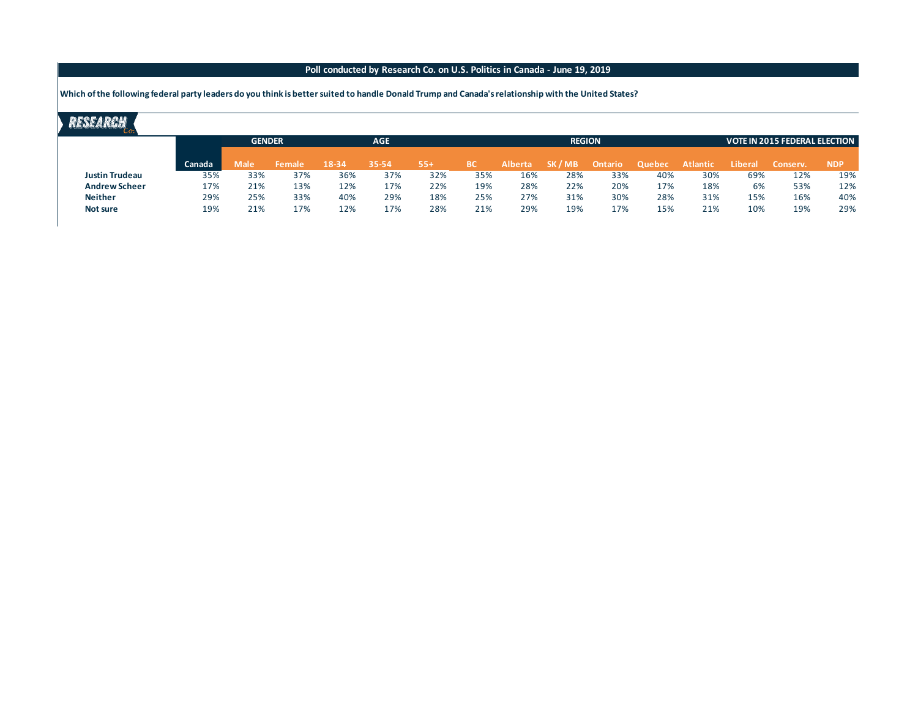**Poll conducted by Research Co. on U.S. Politics in Canada - June 19, 2019**

**Which of the following federal party leaders do you think is better suited to handle Donald Trump and Canada's relationship with the United States?**

RESEARCH Co.

| | | GENDER | | AGE | | | REGION | | | | | | VOTE IN 2015 FEDERAL ELECTION | | |
|---|---|---|---|---|---|---|---|---|---|---|---|---|---|---|---|
| | Canada | Male | Female | 18-34 | 35-54 | 55+ | BC | Alberta | SK / MB | Ontario | Quebec | Atlantic | Liberal | Conserv. | NDP |
| **Justin Trudeau** | 35% | 33% | 37% | 36% | 37% | 32% | 35% | 16% | 28% | 33% | 40% | 30% | 69% | 12% | 19% |
| **Andrew Scheer** | 17% | 21% | 13% | 12% | 17% | 22% | 19% | 28% | 22% | 20% | 17% | 18% | 6% | 53% | 12% |
| **Neither** | 29% | 25% | 33% | 40% | 29% | 18% | 25% | 27% | 31% | 30% | 28% | 31% | 15% | 16% | 40% |
| **Not sure** | 19% | 21% | 17% | 12% | 17% | 28% | 21% | 29% | 19% | 17% | 15% | 21% | 10% | 19% | 29% |